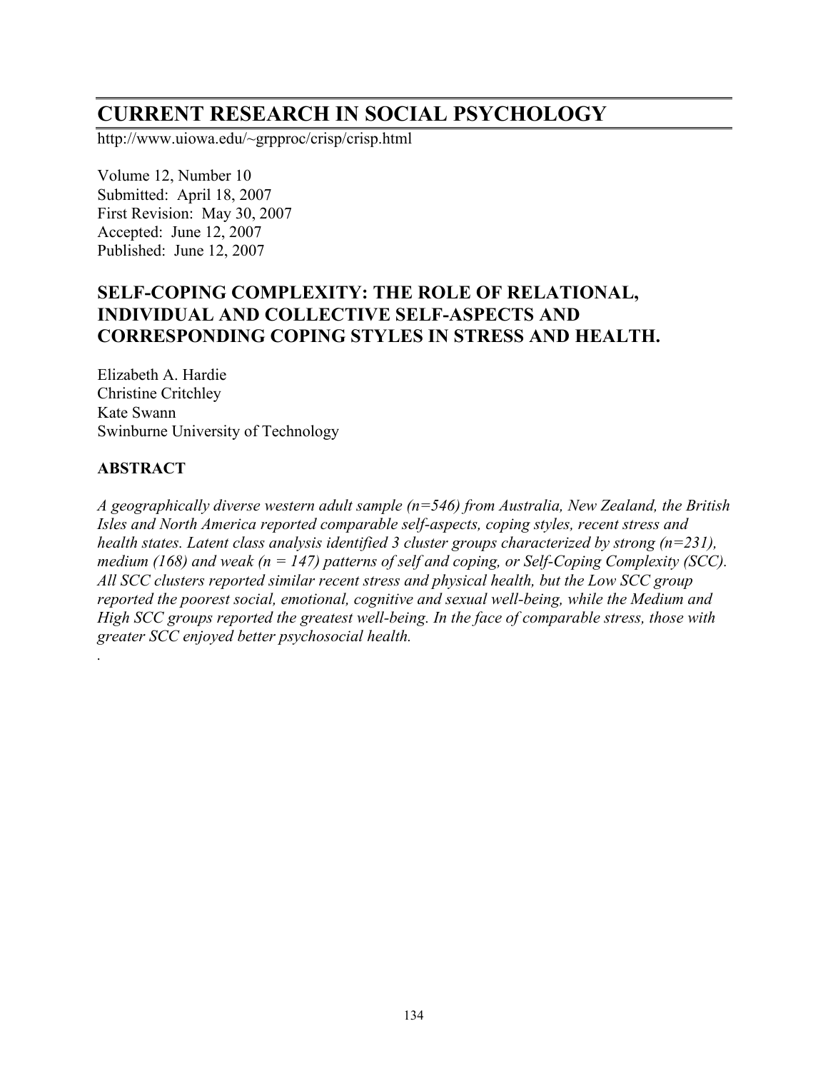# CURRENT RESEARCH IN SOCIAL PSYCHOLOGY

http://www.uiowa.edu/~grpproc/crisp/crisp.html

Volume 12, Number 10
Submitted: April 18, 2007
First Revision: May 30, 2007
Accepted: June 12, 2007
Published: June 12, 2007

## SELF-COPING COMPLEXITY: THE ROLE OF RELATIONAL, INDIVIDUAL AND COLLECTIVE SELF-ASPECTS AND CORRESPONDING COPING STYLES IN STRESS AND HEALTH.

Elizabeth A. Hardie
Christine Critchley
Kate Swann
Swinburne University of Technology

### ABSTRACT

*A geographically diverse western adult sample (n=546) from Australia, New Zealand, the British Isles and North America reported comparable self-aspects, coping styles, recent stress and health states. Latent class analysis identified 3 cluster groups characterized by strong (n=231), medium (168) and weak (n = 147) patterns of self and coping, or Self-Coping Complexity (SCC). All SCC clusters reported similar recent stress and physical health, but the Low SCC group reported the poorest social, emotional, cognitive and sexual well-being, while the Medium and High SCC groups reported the greatest well-being. In the face of comparable stress, those with greater SCC enjoyed better psychosocial health.*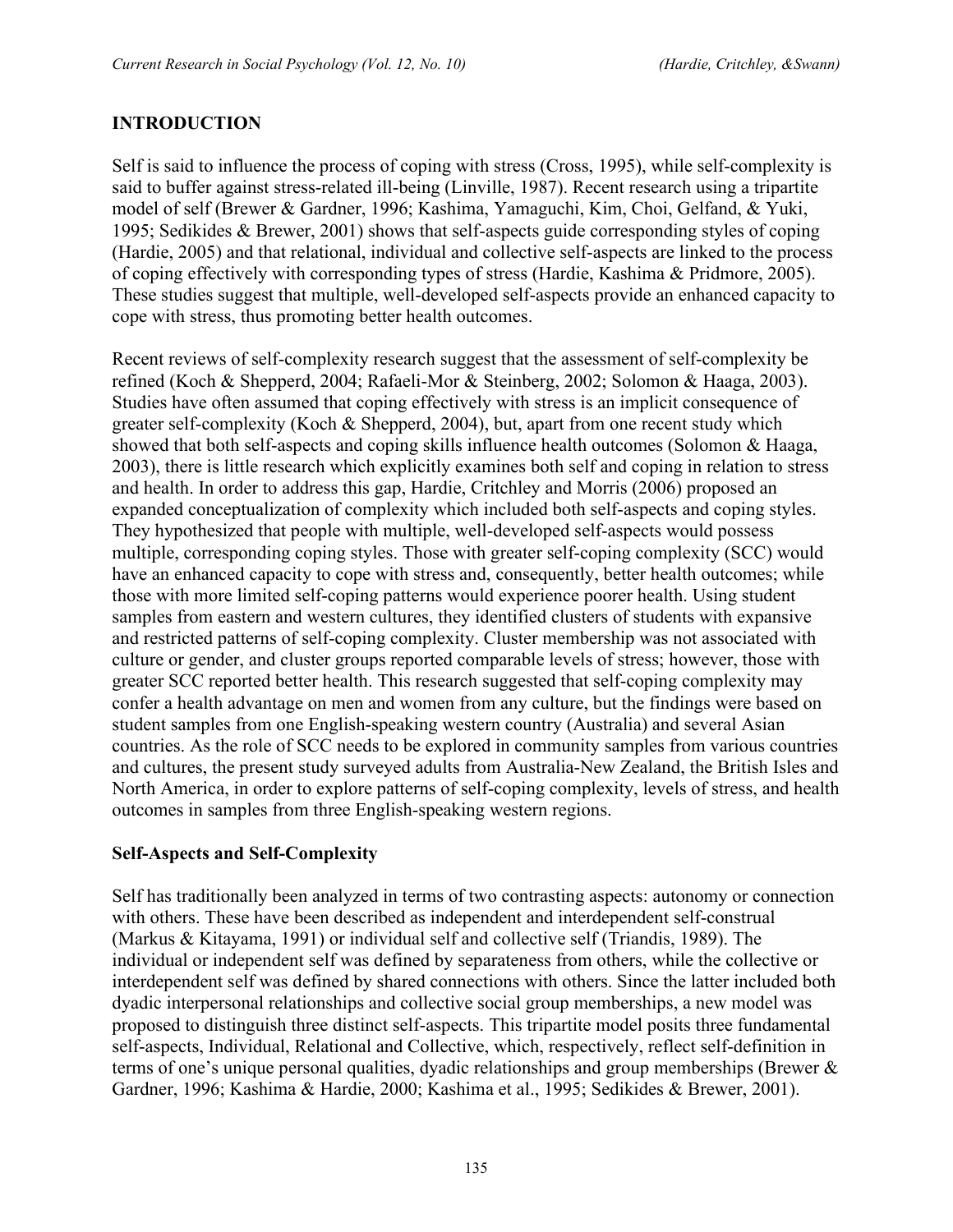## INTRODUCTION

Self is said to influence the process of coping with stress (Cross, 1995), while self-complexity is said to buffer against stress-related ill-being (Linville, 1987). Recent research using a tripartite model of self (Brewer & Gardner, 1996; Kashima, Yamaguchi, Kim, Choi, Gelfand, & Yuki, 1995; Sedikides & Brewer, 2001) shows that self-aspects guide corresponding styles of coping (Hardie, 2005) and that relational, individual and collective self-aspects are linked to the process of coping effectively with corresponding types of stress (Hardie, Kashima & Pridmore, 2005). These studies suggest that multiple, well-developed self-aspects provide an enhanced capacity to cope with stress, thus promoting better health outcomes.

Recent reviews of self-complexity research suggest that the assessment of self-complexity be refined (Koch & Shepperd, 2004; Rafaeli-Mor & Steinberg, 2002; Solomon & Haaga, 2003). Studies have often assumed that coping effectively with stress is an implicit consequence of greater self-complexity (Koch & Shepperd, 2004), but, apart from one recent study which showed that both self-aspects and coping skills influence health outcomes (Solomon & Haaga, 2003), there is little research which explicitly examines both self and coping in relation to stress and health. In order to address this gap, Hardie, Critchley and Morris (2006) proposed an expanded conceptualization of complexity which included both self-aspects and coping styles. They hypothesized that people with multiple, well-developed self-aspects would possess multiple, corresponding coping styles. Those with greater self-coping complexity (SCC) would have an enhanced capacity to cope with stress and, consequently, better health outcomes; while those with more limited self-coping patterns would experience poorer health. Using student samples from eastern and western cultures, they identified clusters of students with expansive and restricted patterns of self-coping complexity. Cluster membership was not associated with culture or gender, and cluster groups reported comparable levels of stress; however, those with greater SCC reported better health. This research suggested that self-coping complexity may confer a health advantage on men and women from any culture, but the findings were based on student samples from one English-speaking western country (Australia) and several Asian countries. As the role of SCC needs to be explored in community samples from various countries and cultures, the present study surveyed adults from Australia-New Zealand, the British Isles and North America, in order to explore patterns of self-coping complexity, levels of stress, and health outcomes in samples from three English-speaking western regions.

### Self-Aspects and Self-Complexity

Self has traditionally been analyzed in terms of two contrasting aspects: autonomy or connection with others. These have been described as independent and interdependent self-construal (Markus & Kitayama, 1991) or individual self and collective self (Triandis, 1989). The individual or independent self was defined by separateness from others, while the collective or interdependent self was defined by shared connections with others. Since the latter included both dyadic interpersonal relationships and collective social group memberships, a new model was proposed to distinguish three distinct self-aspects. This tripartite model posits three fundamental self-aspects, Individual, Relational and Collective, which, respectively, reflect self-definition in terms of one's unique personal qualities, dyadic relationships and group memberships (Brewer & Gardner, 1996; Kashima & Hardie, 2000; Kashima et al., 1995; Sedikides & Brewer, 2001).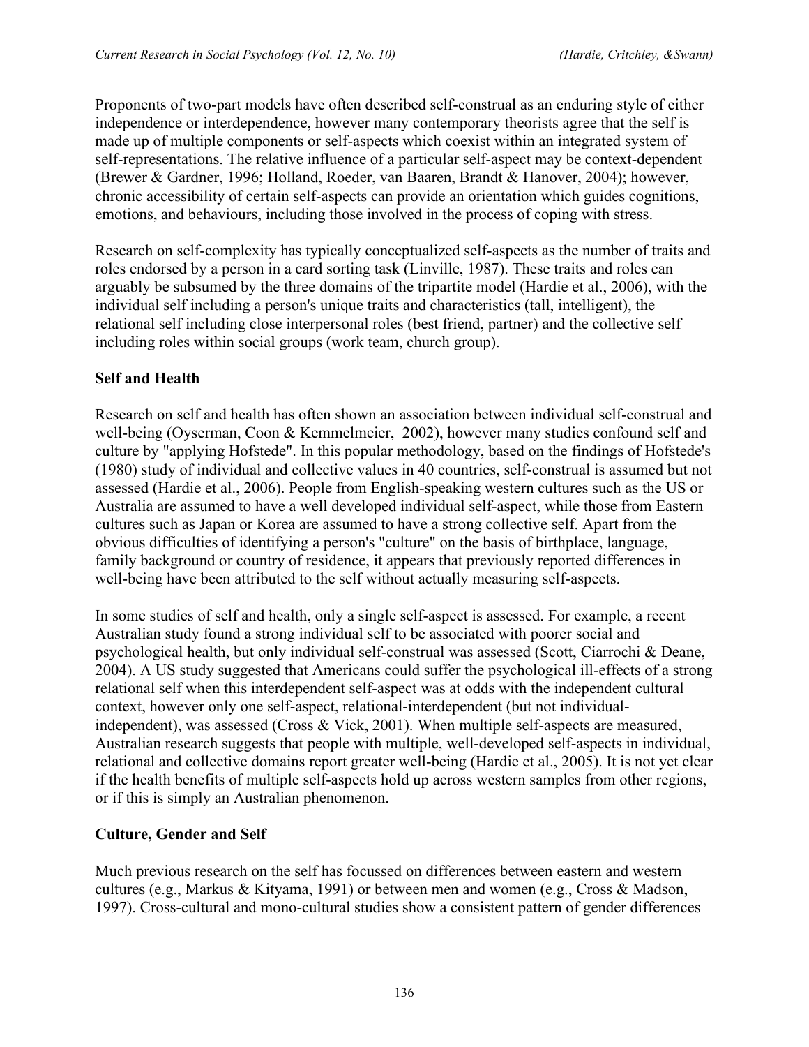Proponents of two-part models have often described self-construal as an enduring style of either independence or interdependence, however many contemporary theorists agree that the self is made up of multiple components or self-aspects which coexist within an integrated system of self-representations. The relative influence of a particular self-aspect may be context-dependent (Brewer & Gardner, 1996; Holland, Roeder, van Baaren, Brandt & Hanover, 2004); however, chronic accessibility of certain self-aspects can provide an orientation which guides cognitions, emotions, and behaviours, including those involved in the process of coping with stress.

Research on self-complexity has typically conceptualized self-aspects as the number of traits and roles endorsed by a person in a card sorting task (Linville, 1987). These traits and roles can arguably be subsumed by the three domains of the tripartite model (Hardie et al., 2006), with the individual self including a person's unique traits and characteristics (tall, intelligent), the relational self including close interpersonal roles (best friend, partner) and the collective self including roles within social groups (work team, church group).

## Self and Health

Research on self and health has often shown an association between individual self-construal and well-being (Oyserman, Coon & Kemmelmeier, 2002), however many studies confound self and culture by "applying Hofstede". In this popular methodology, based on the findings of Hofstede's (1980) study of individual and collective values in 40 countries, self-construal is assumed but not assessed (Hardie et al., 2006). People from English-speaking western cultures such as the US or Australia are assumed to have a well developed individual self-aspect, while those from Eastern cultures such as Japan or Korea are assumed to have a strong collective self. Apart from the obvious difficulties of identifying a person's "culture" on the basis of birthplace, language, family background or country of residence, it appears that previously reported differences in well-being have been attributed to the self without actually measuring self-aspects.

In some studies of self and health, only a single self-aspect is assessed. For example, a recent Australian study found a strong individual self to be associated with poorer social and psychological health, but only individual self-construal was assessed (Scott, Ciarrochi & Deane, 2004). A US study suggested that Americans could suffer the psychological ill-effects of a strong relational self when this interdependent self-aspect was at odds with the independent cultural context, however only one self-aspect, relational-interdependent (but not individual-independent), was assessed (Cross & Vick, 2001). When multiple self-aspects are measured, Australian research suggests that people with multiple, well-developed self-aspects in individual, relational and collective domains report greater well-being (Hardie et al., 2005). It is not yet clear if the health benefits of multiple self-aspects hold up across western samples from other regions, or if this is simply an Australian phenomenon.

## Culture, Gender and Self

Much previous research on the self has focussed on differences between eastern and western cultures (e.g., Markus & Kityama, 1991) or between men and women (e.g., Cross & Madson, 1997). Cross-cultural and mono-cultural studies show a consistent pattern of gender differences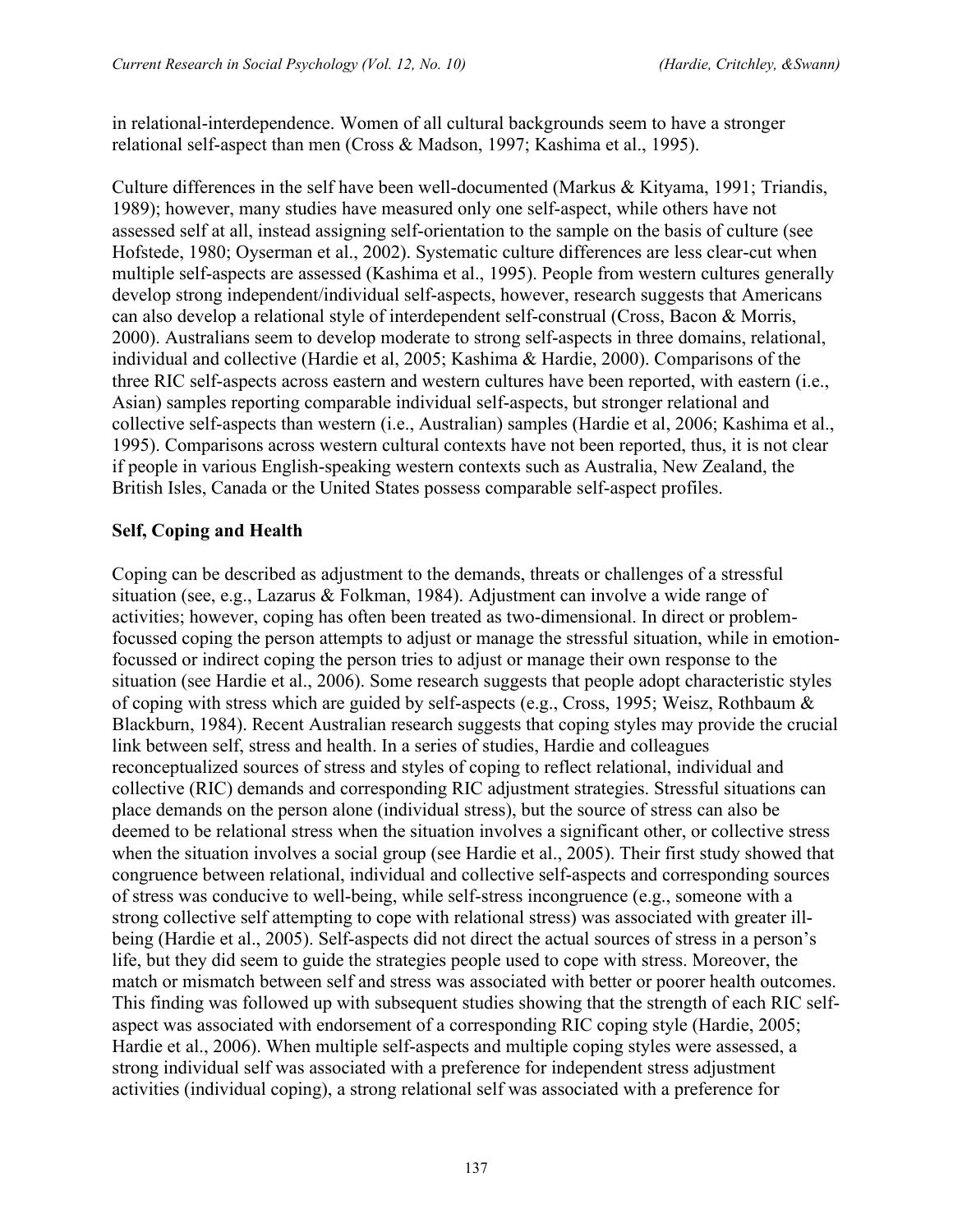in relational-interdependence. Women of all cultural backgrounds seem to have a stronger relational self-aspect than men (Cross & Madson, 1997; Kashima et al., 1995).

Culture differences in the self have been well-documented (Markus & Kityama, 1991; Triandis, 1989); however, many studies have measured only one self-aspect, while others have not assessed self at all, instead assigning self-orientation to the sample on the basis of culture (see Hofstede, 1980; Oyserman et al., 2002). Systematic culture differences are less clear-cut when multiple self-aspects are assessed (Kashima et al., 1995). People from western cultures generally develop strong independent/individual self-aspects, however, research suggests that Americans can also develop a relational style of interdependent self-construal (Cross, Bacon & Morris, 2000). Australians seem to develop moderate to strong self-aspects in three domains, relational, individual and collective (Hardie et al, 2005; Kashima & Hardie, 2000). Comparisons of the three RIC self-aspects across eastern and western cultures have been reported, with eastern (i.e., Asian) samples reporting comparable individual self-aspects, but stronger relational and collective self-aspects than western (i.e., Australian) samples (Hardie et al, 2006; Kashima et al., 1995). Comparisons across western cultural contexts have not been reported, thus, it is not clear if people in various English-speaking western contexts such as Australia, New Zealand, the British Isles, Canada or the United States possess comparable self-aspect profiles.

## Self, Coping and Health

Coping can be described as adjustment to the demands, threats or challenges of a stressful situation (see, e.g., Lazarus & Folkman, 1984). Adjustment can involve a wide range of activities; however, coping has often been treated as two-dimensional. In direct or problem-focussed coping the person attempts to adjust or manage the stressful situation, while in emotion-focussed or indirect coping the person tries to adjust or manage their own response to the situation (see Hardie et al., 2006). Some research suggests that people adopt characteristic styles of coping with stress which are guided by self-aspects (e.g., Cross, 1995; Weisz, Rothbaum & Blackburn, 1984). Recent Australian research suggests that coping styles may provide the crucial link between self, stress and health. In a series of studies, Hardie and colleagues reconceptualized sources of stress and styles of coping to reflect relational, individual and collective (RIC) demands and corresponding RIC adjustment strategies. Stressful situations can place demands on the person alone (individual stress), but the source of stress can also be deemed to be relational stress when the situation involves a significant other, or collective stress when the situation involves a social group (see Hardie et al., 2005). Their first study showed that congruence between relational, individual and collective self-aspects and corresponding sources of stress was conducive to well-being, while self-stress incongruence (e.g., someone with a strong collective self attempting to cope with relational stress) was associated with greater ill-being (Hardie et al., 2005). Self-aspects did not direct the actual sources of stress in a person's life, but they did seem to guide the strategies people used to cope with stress. Moreover, the match or mismatch between self and stress was associated with better or poorer health outcomes. This finding was followed up with subsequent studies showing that the strength of each RIC self-aspect was associated with endorsement of a corresponding RIC coping style (Hardie, 2005; Hardie et al., 2006). When multiple self-aspects and multiple coping styles were assessed, a strong individual self was associated with a preference for independent stress adjustment activities (individual coping), a strong relational self was associated with a preference for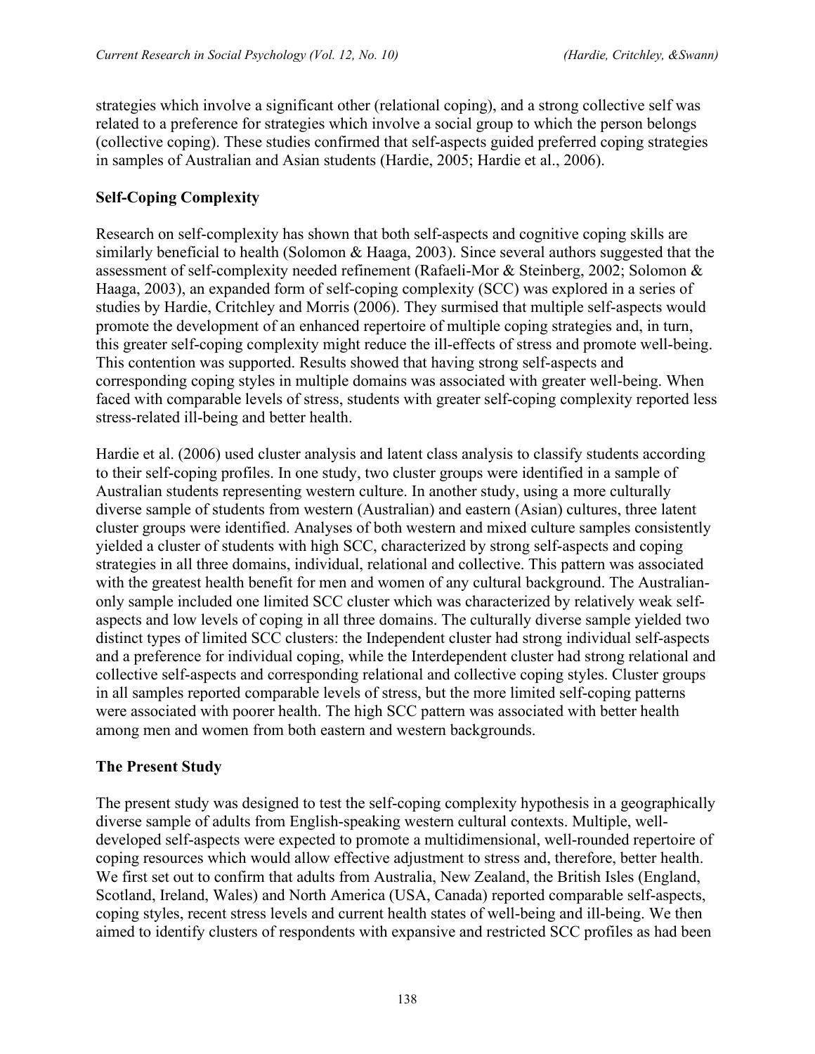strategies which involve a significant other (relational coping), and a strong collective self was related to a preference for strategies which involve a social group to which the person belongs (collective coping). These studies confirmed that self-aspects guided preferred coping strategies in samples of Australian and Asian students (Hardie, 2005; Hardie et al., 2006).

## Self-Coping Complexity

Research on self-complexity has shown that both self-aspects and cognitive coping skills are similarly beneficial to health (Solomon & Haaga, 2003). Since several authors suggested that the assessment of self-complexity needed refinement (Rafaeli-Mor & Steinberg, 2002; Solomon & Haaga, 2003), an expanded form of self-coping complexity (SCC) was explored in a series of studies by Hardie, Critchley and Morris (2006). They surmised that multiple self-aspects would promote the development of an enhanced repertoire of multiple coping strategies and, in turn, this greater self-coping complexity might reduce the ill-effects of stress and promote well-being. This contention was supported. Results showed that having strong self-aspects and corresponding coping styles in multiple domains was associated with greater well-being. When faced with comparable levels of stress, students with greater self-coping complexity reported less stress-related ill-being and better health.

Hardie et al. (2006) used cluster analysis and latent class analysis to classify students according to their self-coping profiles. In one study, two cluster groups were identified in a sample of Australian students representing western culture. In another study, using a more culturally diverse sample of students from western (Australian) and eastern (Asian) cultures, three latent cluster groups were identified. Analyses of both western and mixed culture samples consistently yielded a cluster of students with high SCC, characterized by strong self-aspects and coping strategies in all three domains, individual, relational and collective. This pattern was associated with the greatest health benefit for men and women of any cultural background. The Australian-only sample included one limited SCC cluster which was characterized by relatively weak self-aspects and low levels of coping in all three domains. The culturally diverse sample yielded two distinct types of limited SCC clusters: the Independent cluster had strong individual self-aspects and a preference for individual coping, while the Interdependent cluster had strong relational and collective self-aspects and corresponding relational and collective coping styles. Cluster groups in all samples reported comparable levels of stress, but the more limited self-coping patterns were associated with poorer health. The high SCC pattern was associated with better health among men and women from both eastern and western backgrounds.

## The Present Study

The present study was designed to test the self-coping complexity hypothesis in a geographically diverse sample of adults from English-speaking western cultural contexts. Multiple, well-developed self-aspects were expected to promote a multidimensional, well-rounded repertoire of coping resources which would allow effective adjustment to stress and, therefore, better health. We first set out to confirm that adults from Australia, New Zealand, the British Isles (England, Scotland, Ireland, Wales) and North America (USA, Canada) reported comparable self-aspects, coping styles, recent stress levels and current health states of well-being and ill-being. We then aimed to identify clusters of respondents with expansive and restricted SCC profiles as had been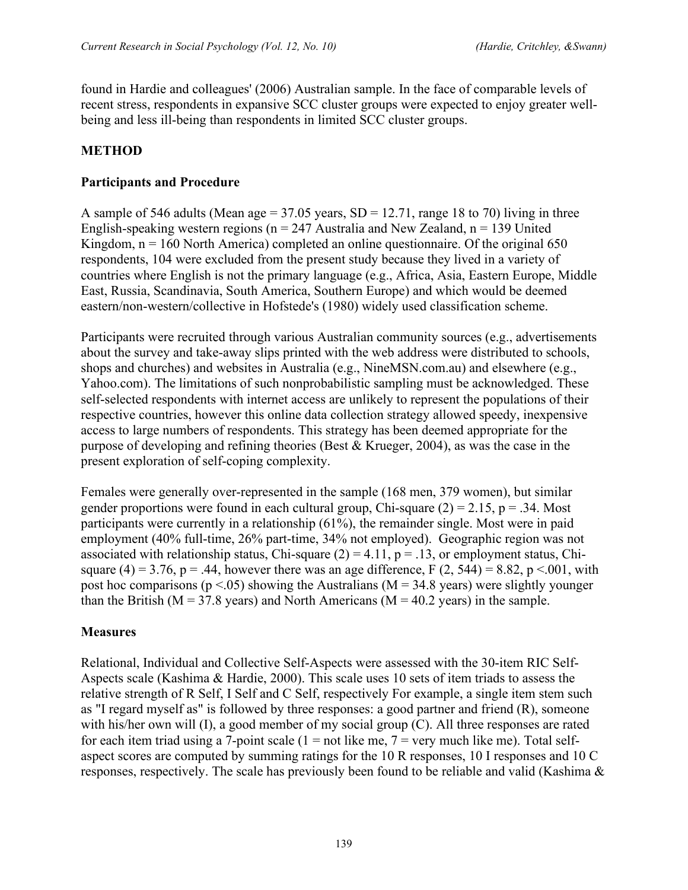found in Hardie and colleagues' (2006) Australian sample. In the face of comparable levels of recent stress, respondents in expansive SCC cluster groups were expected to enjoy greater well-being and less ill-being than respondents in limited SCC cluster groups.

## METHOD

### Participants and Procedure

A sample of 546 adults (Mean age = 37.05 years, SD = 12.71, range 18 to 70) living in three English-speaking western regions (n = 247 Australia and New Zealand, n = 139 United Kingdom, n = 160 North America) completed an online questionnaire. Of the original 650 respondents, 104 were excluded from the present study because they lived in a variety of countries where English is not the primary language (e.g., Africa, Asia, Eastern Europe, Middle East, Russia, Scandinavia, South America, Southern Europe) and which would be deemed eastern/non-western/collective in Hofstede's (1980) widely used classification scheme.

Participants were recruited through various Australian community sources (e.g., advertisements about the survey and take-away slips printed with the web address were distributed to schools, shops and churches) and websites in Australia (e.g., NineMSN.com.au) and elsewhere (e.g., Yahoo.com). The limitations of such nonprobabilistic sampling must be acknowledged. These self-selected respondents with internet access are unlikely to represent the populations of their respective countries, however this online data collection strategy allowed speedy, inexpensive access to large numbers of respondents. This strategy has been deemed appropriate for the purpose of developing and refining theories (Best & Krueger, 2004), as was the case in the present exploration of self-coping complexity.

Females were generally over-represented in the sample (168 men, 379 women), but similar gender proportions were found in each cultural group, Chi-square (2) = 2.15, $p = .34$. Most participants were currently in a relationship (61%), the remainder single. Most were in paid employment (40% full-time, 26% part-time, 34% not employed). Geographic region was not associated with relationship status, Chi-square (2) = 4.11, $p = .13$, or employment status, Chi-square (4) = 3.76, $p = .44$, however there was an age difference, $F(2, 544) = 8.82$, $p < .001$, with post hoc comparisons ($p < .05$) showing the Australians (M = 34.8 years) were slightly younger than the British (M = 37.8 years) and North Americans (M = 40.2 years) in the sample.

### Measures

Relational, Individual and Collective Self-Aspects were assessed with the 30-item RIC Self-Aspects scale (Kashima & Hardie, 2000). This scale uses 10 sets of item triads to assess the relative strength of R Self, I Self and C Self, respectively For example, a single item stem such as "I regard myself as" is followed by three responses: a good partner and friend (R), someone with his/her own will (I), a good member of my social group (C). All three responses are rated for each item triad using a 7-point scale (1 = not like me, 7 = very much like me). Total self-aspect scores are computed by summing ratings for the 10 R responses, 10 I responses and 10 C responses, respectively. The scale has previously been found to be reliable and valid (Kashima &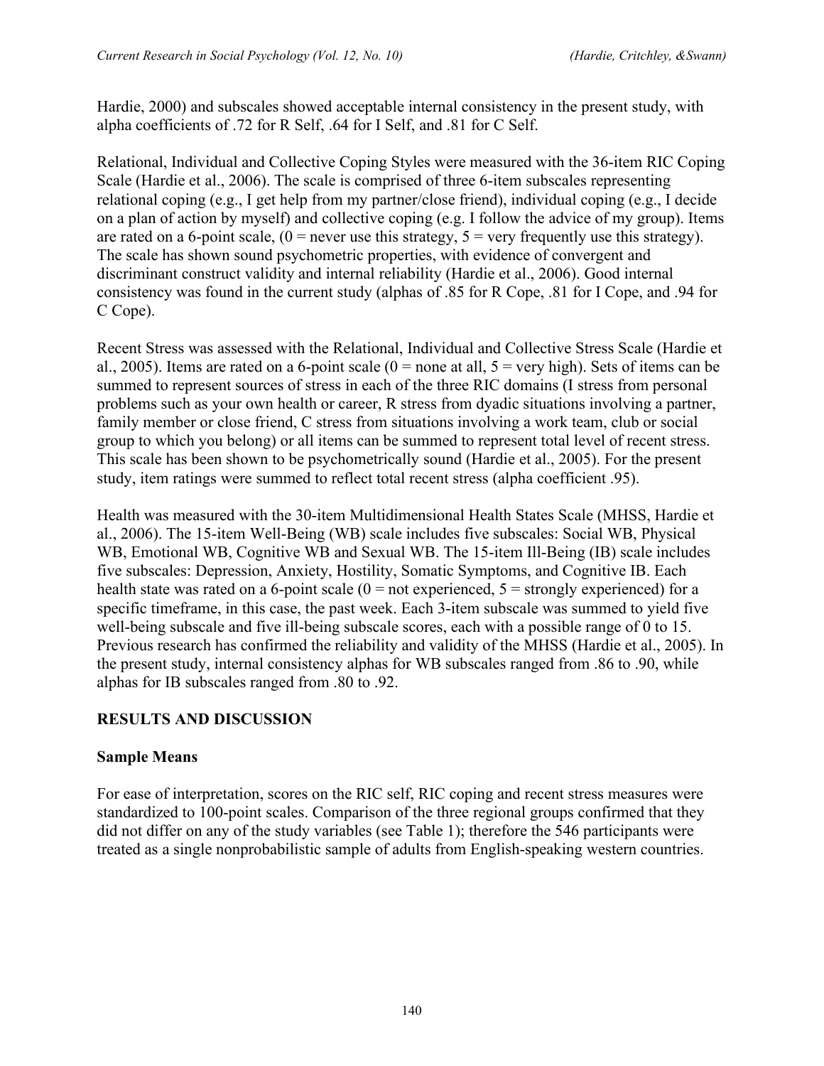Hardie, 2000) and subscales showed acceptable internal consistency in the present study, with alpha coefficients of .72 for R Self, .64 for I Self, and .81 for C Self.

Relational, Individual and Collective Coping Styles were measured with the 36-item RIC Coping Scale (Hardie et al., 2006). The scale is comprised of three 6-item subscales representing relational coping (e.g., I get help from my partner/close friend), individual coping (e.g., I decide on a plan of action by myself) and collective coping (e.g. I follow the advice of my group). Items are rated on a 6-point scale, (0 = never use this strategy, 5 = very frequently use this strategy). The scale has shown sound psychometric properties, with evidence of convergent and discriminant construct validity and internal reliability (Hardie et al., 2006). Good internal consistency was found in the current study (alphas of .85 for R Cope, .81 for I Cope, and .94 for C Cope).

Recent Stress was assessed with the Relational, Individual and Collective Stress Scale (Hardie et al., 2005). Items are rated on a 6-point scale (0 = none at all, 5 = very high). Sets of items can be summed to represent sources of stress in each of the three RIC domains (I stress from personal problems such as your own health or career, R stress from dyadic situations involving a partner, family member or close friend, C stress from situations involving a work team, club or social group to which you belong) or all items can be summed to represent total level of recent stress. This scale has been shown to be psychometrically sound (Hardie et al., 2005). For the present study, item ratings were summed to reflect total recent stress (alpha coefficient .95).

Health was measured with the 30-item Multidimensional Health States Scale (MHSS, Hardie et al., 2006). The 15-item Well-Being (WB) scale includes five subscales: Social WB, Physical WB, Emotional WB, Cognitive WB and Sexual WB. The 15-item Ill-Being (IB) scale includes five subscales: Depression, Anxiety, Hostility, Somatic Symptoms, and Cognitive IB. Each health state was rated on a 6-point scale (0 = not experienced, 5 = strongly experienced) for a specific timeframe, in this case, the past week. Each 3-item subscale was summed to yield five well-being subscale and five ill-being subscale scores, each with a possible range of 0 to 15. Previous research has confirmed the reliability and validity of the MHSS (Hardie et al., 2005). In the present study, internal consistency alphas for WB subscales ranged from .86 to .90, while alphas for IB subscales ranged from .80 to .92.

## RESULTS AND DISCUSSION

### Sample Means

For ease of interpretation, scores on the RIC self, RIC coping and recent stress measures were standardized to 100-point scales. Comparison of the three regional groups confirmed that they did not differ on any of the study variables (see Table 1); therefore the 546 participants were treated as a single nonprobabilistic sample of adults from English-speaking western countries.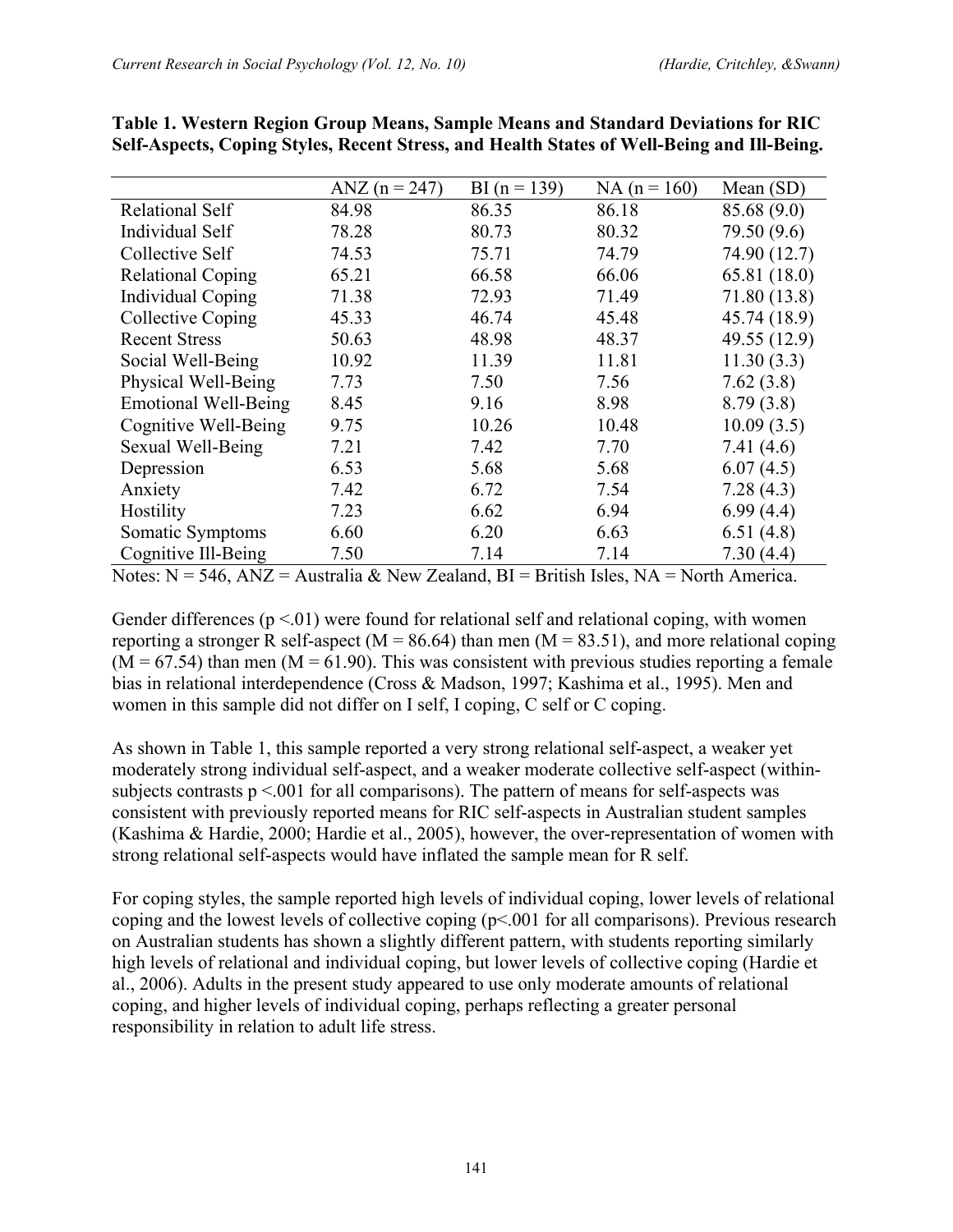**Table 1. Western Region Group Means, Sample Means and Standard Deviations for RIC Self-Aspects, Coping Styles, Recent Stress, and Health States of Well-Being and Ill-Being.**

| | ANZ (n = 247) | BI (n = 139) | NA (n = 160) | Mean (SD) |
|---|---|---|---|---|
| Relational Self | 84.98 | 86.35 | 86.18 | 85.68 (9.0) |
| Individual Self | 78.28 | 80.73 | 80.32 | 79.50 (9.6) |
| Collective Self | 74.53 | 75.71 | 74.79 | 74.90 (12.7) |
| Relational Coping | 65.21 | 66.58 | 66.06 | 65.81 (18.0) |
| Individual Coping | 71.38 | 72.93 | 71.49 | 71.80 (13.8) |
| Collective Coping | 45.33 | 46.74 | 45.48 | 45.74 (18.9) |
| Recent Stress | 50.63 | 48.98 | 48.37 | 49.55 (12.9) |
| Social Well-Being | 10.92 | 11.39 | 11.81 | 11.30 (3.3) |
| Physical Well-Being | 7.73 | 7.50 | 7.56 | 7.62 (3.8) |
| Emotional Well-Being | 8.45 | 9.16 | 8.98 | 8.79 (3.8) |
| Cognitive Well-Being | 9.75 | 10.26 | 10.48 | 10.09 (3.5) |
| Sexual Well-Being | 7.21 | 7.42 | 7.70 | 7.41 (4.6) |
| Depression | 6.53 | 5.68 | 5.68 | 6.07 (4.5) |
| Anxiety | 7.42 | 6.72 | 7.54 | 7.28 (4.3) |
| Hostility | 7.23 | 6.62 | 6.94 | 6.99 (4.4) |
| Somatic Symptoms | 6.60 | 6.20 | 6.63 | 6.51 (4.8) |
| Cognitive Ill-Being | 7.50 | 7.14 | 7.14 | 7.30 (4.4) |

Notes: N = 546, ANZ = Australia & New Zealand, BI = British Isles, NA = North America.

Gender differences ($p < .01$) were found for relational self and relational coping, with women reporting a stronger R self-aspect ($M = 86.64$) than men ($M = 83.51$), and more relational coping ($M = 67.54$) than men ($M = 61.90$). This was consistent with previous studies reporting a female bias in relational interdependence (Cross & Madson, 1997; Kashima et al., 1995). Men and women in this sample did not differ on I self, I coping, C self or C coping.

As shown in Table 1, this sample reported a very strong relational self-aspect, a weaker yet moderately strong individual self-aspect, and a weaker moderate collective self-aspect (within-subjects contrasts $p < .001$ for all comparisons). The pattern of means for self-aspects was consistent with previously reported means for RIC self-aspects in Australian student samples (Kashima & Hardie, 2000; Hardie et al., 2005), however, the over-representation of women with strong relational self-aspects would have inflated the sample mean for R self.

For coping styles, the sample reported high levels of individual coping, lower levels of relational coping and the lowest levels of collective coping ($p < .001$ for all comparisons). Previous research on Australian students has shown a slightly different pattern, with students reporting similarly high levels of relational and individual coping, but lower levels of collective coping (Hardie et al., 2006). Adults in the present study appeared to use only moderate amounts of relational coping, and higher levels of individual coping, perhaps reflecting a greater personal responsibility in relation to adult life stress.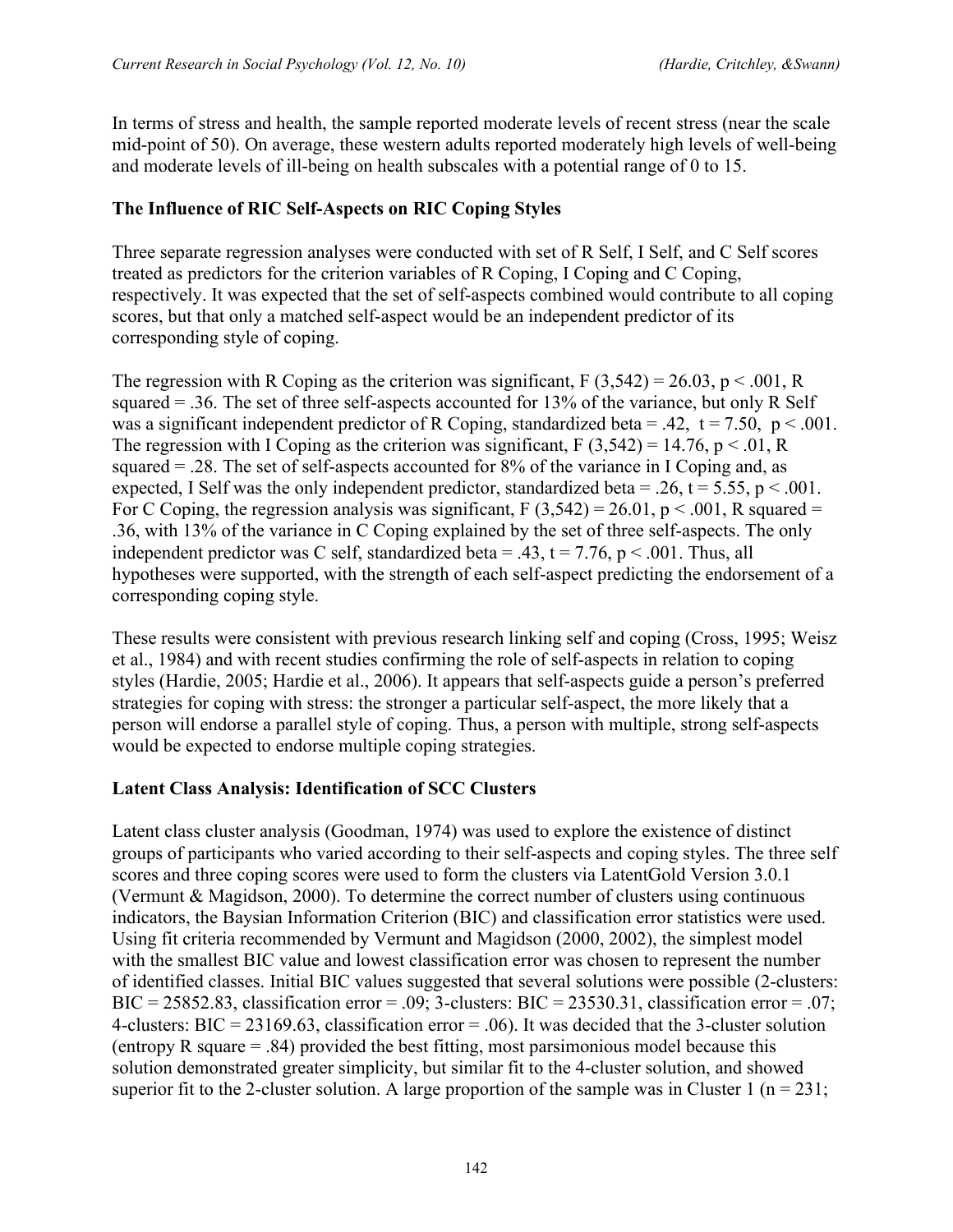In terms of stress and health, the sample reported moderate levels of recent stress (near the scale mid-point of 50). On average, these western adults reported moderately high levels of well-being and moderate levels of ill-being on health subscales with a potential range of 0 to 15.

### The Influence of RIC Self-Aspects on RIC Coping Styles

Three separate regression analyses were conducted with set of R Self, I Self, and C Self scores treated as predictors for the criterion variables of R Coping, I Coping and C Coping, respectively. It was expected that the set of self-aspects combined would contribute to all coping scores, but that only a matched self-aspect would be an independent predictor of its corresponding style of coping.

The regression with R Coping as the criterion was significant, $F(3,542) = 26.03$, $p < .001$, R squared = .36. The set of three self-aspects accounted for 13% of the variance, but only R Self was a significant independent predictor of R Coping, standardized beta = .42, $t = 7.50$, $p < .001$. The regression with I Coping as the criterion was significant, $F(3,542) = 14.76$, $p < .01$, R squared = .28. The set of self-aspects accounted for 8% of the variance in I Coping and, as expected, I Self was the only independent predictor, standardized beta = .26, $t = 5.55$, $p < .001$. For C Coping, the regression analysis was significant, $F(3,542) = 26.01$, $p < .001$, R squared = .36, with 13% of the variance in C Coping explained by the set of three self-aspects. The only independent predictor was C self, standardized beta = .43, $t = 7.76$, $p < .001$. Thus, all hypotheses were supported, with the strength of each self-aspect predicting the endorsement of a corresponding coping style.

These results were consistent with previous research linking self and coping (Cross, 1995; Weisz et al., 1984) and with recent studies confirming the role of self-aspects in relation to coping styles (Hardie, 2005; Hardie et al., 2006). It appears that self-aspects guide a person's preferred strategies for coping with stress: the stronger a particular self-aspect, the more likely that a person will endorse a parallel style of coping. Thus, a person with multiple, strong self-aspects would be expected to endorse multiple coping strategies.

### Latent Class Analysis: Identification of SCC Clusters

Latent class cluster analysis (Goodman, 1974) was used to explore the existence of distinct groups of participants who varied according to their self-aspects and coping styles. The three self scores and three coping scores were used to form the clusters via LatentGold Version 3.0.1 (Vermunt & Magidson, 2000). To determine the correct number of clusters using continuous indicators, the Baysian Information Criterion (BIC) and classification error statistics were used. Using fit criteria recommended by Vermunt and Magidson (2000, 2002), the simplest model with the smallest BIC value and lowest classification error was chosen to represent the number of identified classes. Initial BIC values suggested that several solutions were possible (2-clusters: BIC = 25852.83, classification error = .09; 3-clusters: BIC = 23530.31, classification error = .07; 4-clusters: BIC = 23169.63, classification error = .06). It was decided that the 3-cluster solution (entropy R square = .84) provided the best fitting, most parsimonious model because this solution demonstrated greater simplicity, but similar fit to the 4-cluster solution, and showed superior fit to the 2-cluster solution. A large proportion of the sample was in Cluster 1 ($n = 231$;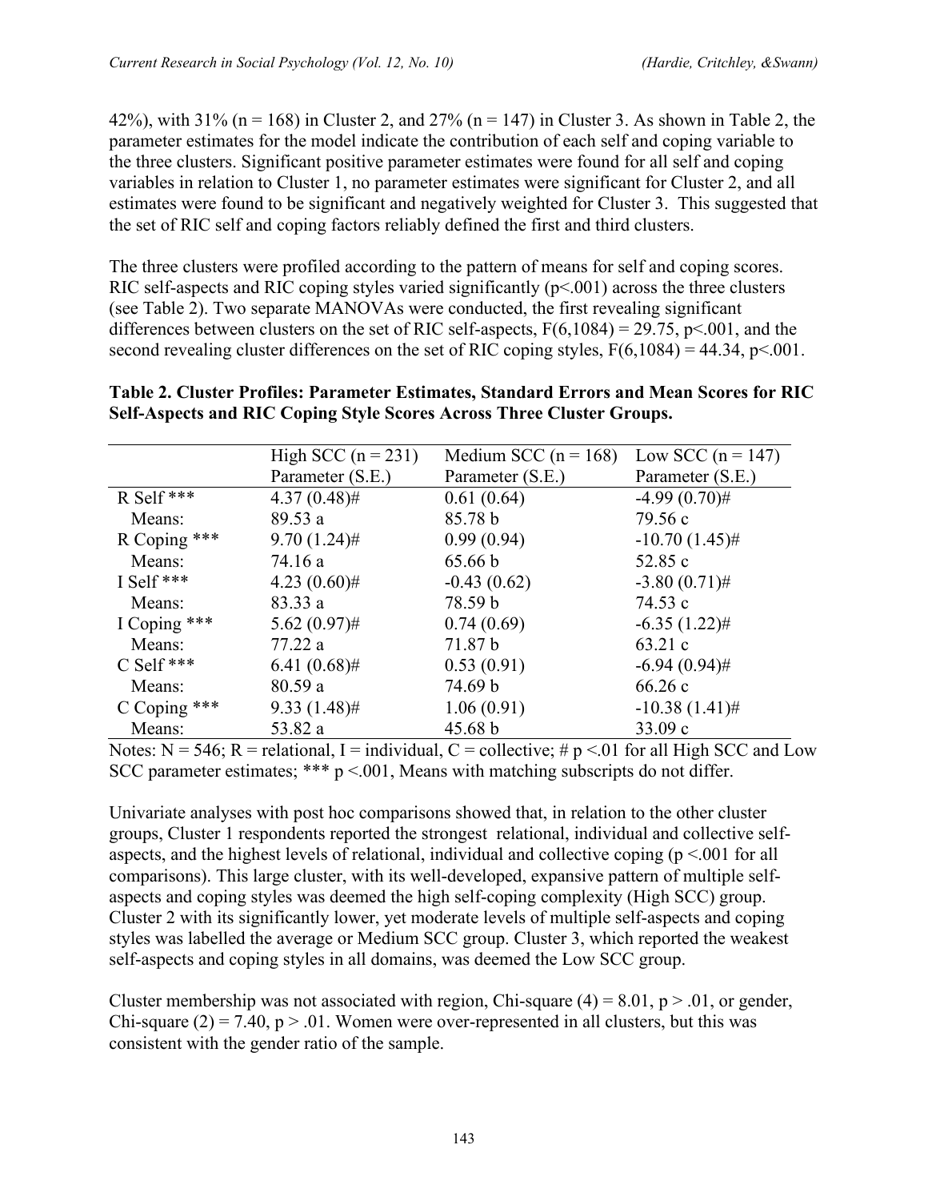42%), with 31% (n = 168) in Cluster 2, and 27% (n = 147) in Cluster 3. As shown in Table 2, the parameter estimates for the model indicate the contribution of each self and coping variable to the three clusters. Significant positive parameter estimates were found for all self and coping variables in relation to Cluster 1, no parameter estimates were significant for Cluster 2, and all estimates were found to be significant and negatively weighted for Cluster 3. This suggested that the set of RIC self and coping factors reliably defined the first and third clusters.

The three clusters were profiled according to the pattern of means for self and coping scores. RIC self-aspects and RIC coping styles varied significantly ($p<.001$) across the three clusters (see Table 2). Two separate MANOVAs were conducted, the first revealing significant differences between clusters on the set of RIC self-aspects, $F(6,1084) = 29.75$, $p<.001$, and the second revealing cluster differences on the set of RIC coping styles, $F(6,1084) = 44.34$, $p<.001$.

**Table 2. Cluster Profiles: Parameter Estimates, Standard Errors and Mean Scores for RIC Self-Aspects and RIC Coping Style Scores Across Three Cluster Groups.**

| | High SCC (n = 231) | Medium SCC (n = 168) | Low SCC (n = 147) |
|---|---|---|---|
| | Parameter (S.E.) | Parameter (S.E.) | Parameter (S.E.) |
| R Self *** | 4.37 (0.48)# | 0.61 (0.64) | -4.99 (0.70)# |
| Means: | 89.53 a | 85.78 b | 79.56 c |
| R Coping *** | 9.70 (1.24)# | 0.99 (0.94) | -10.70 (1.45)# |
| Means: | 74.16 a | 65.66 b | 52.85 c |
| I Self *** | 4.23 (0.60)# | -0.43 (0.62) | -3.80 (0.71)# |
| Means: | 83.33 a | 78.59 b | 74.53 c |
| I Coping *** | 5.62 (0.97)# | 0.74 (0.69) | -6.35 (1.22)# |
| Means: | 77.22 a | 71.87 b | 63.21 c |
| C Self *** | 6.41 (0.68)# | 0.53 (0.91) | -6.94 (0.94)# |
| Means: | 80.59 a | 74.69 b | 66.26 c |
| C Coping *** | 9.33 (1.48)# | 1.06 (0.91) | -10.38 (1.41)# |
| Means: | 53.82 a | 45.68 b | 33.09 c |

Notes: N = 546; R = relational, I = individual, C = collective; # $p <.01$ for all High SCC and Low SCC parameter estimates; *** $p <.001$, Means with matching subscripts do not differ.

Univariate analyses with post hoc comparisons showed that, in relation to the other cluster groups, Cluster 1 respondents reported the strongest relational, individual and collective self-aspects, and the highest levels of relational, individual and collective coping ($p <.001$ for all comparisons). This large cluster, with its well-developed, expansive pattern of multiple self-aspects and coping styles was deemed the high self-coping complexity (High SCC) group. Cluster 2 with its significantly lower, yet moderate levels of multiple self-aspects and coping styles was labelled the average or Medium SCC group. Cluster 3, which reported the weakest self-aspects and coping styles in all domains, was deemed the Low SCC group.

Cluster membership was not associated with region, Chi-square $(4) = 8.01$, $p > .01$, or gender, Chi-square $(2) = 7.40$, $p > .01$. Women were over-represented in all clusters, but this was consistent with the gender ratio of the sample.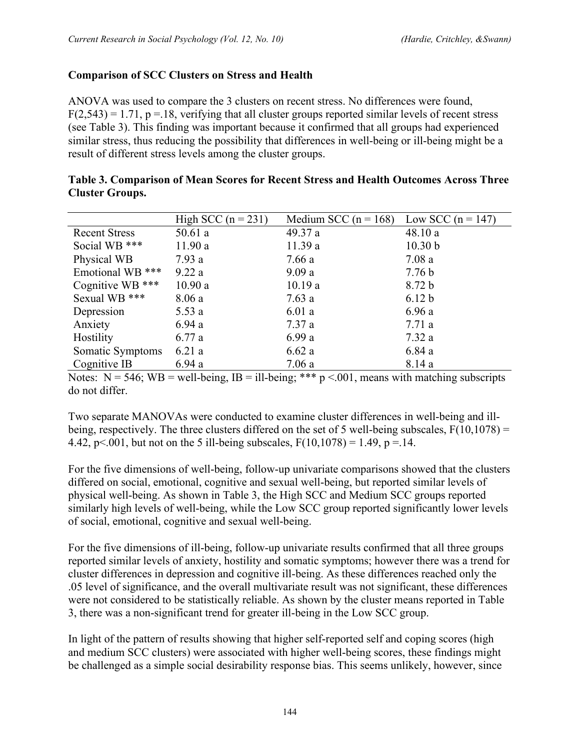**Comparison of SCC Clusters on Stress and Health**

ANOVA was used to compare the 3 clusters on recent stress. No differences were found, $F(2,543) = 1.71$, $p = .18$, verifying that all cluster groups reported similar levels of recent stress (see Table 3). This finding was important because it confirmed that all groups had experienced similar stress, thus reducing the possibility that differences in well-being or ill-being might be a result of different stress levels among the cluster groups.

**Table 3. Comparison of Mean Scores for Recent Stress and Health Outcomes Across Three Cluster Groups.**

| | High SCC (n = 231) | Medium SCC (n = 168) | Low SCC (n = 147) |
|---|---|---|---|
| Recent Stress | 50.61 a | 49.37 a | 48.10 a |
| Social WB *** | 11.90 a | 11.39 a | 10.30 b |
| Physical WB | 7.93 a | 7.66 a | 7.08 a |
| Emotional WB *** | 9.22 a | 9.09 a | 7.76 b |
| Cognitive WB *** | 10.90 a | 10.19 a | 8.72 b |
| Sexual WB *** | 8.06 a | 7.63 a | 6.12 b |
| Depression | 5.53 a | 6.01 a | 6.96 a |
| Anxiety | 6.94 a | 7.37 a | 7.71 a |
| Hostility | 6.77 a | 6.99 a | 7.32 a |
| Somatic Symptoms | 6.21 a | 6.62 a | 6.84 a |
| Cognitive IB | 6.94 a | 7.06 a | 8.14 a |

Notes: N = 546; WB = well-being, IB = ill-being; *** $p < .001$, means with matching subscripts do not differ.

Two separate MANOVAs were conducted to examine cluster differences in well-being and ill-being, respectively. The three clusters differed on the set of 5 well-being subscales, $F(10,1078) = 4.42$, $p < .001$, but not on the 5 ill-being subscales, $F(10,1078) = 1.49$, $p = .14$.

For the five dimensions of well-being, follow-up univariate comparisons showed that the clusters differed on social, emotional, cognitive and sexual well-being, but reported similar levels of physical well-being. As shown in Table 3, the High SCC and Medium SCC groups reported similarly high levels of well-being, while the Low SCC group reported significantly lower levels of social, emotional, cognitive and sexual well-being.

For the five dimensions of ill-being, follow-up univariate results confirmed that all three groups reported similar levels of anxiety, hostility and somatic symptoms; however there was a trend for cluster differences in depression and cognitive ill-being. As these differences reached only the .05 level of significance, and the overall multivariate result was not significant, these differences were not considered to be statistically reliable. As shown by the cluster means reported in Table 3, there was a non-significant trend for greater ill-being in the Low SCC group.

In light of the pattern of results showing that higher self-reported self and coping scores (high and medium SCC clusters) were associated with higher well-being scores, these findings might be challenged as a simple social desirability response bias. This seems unlikely, however, since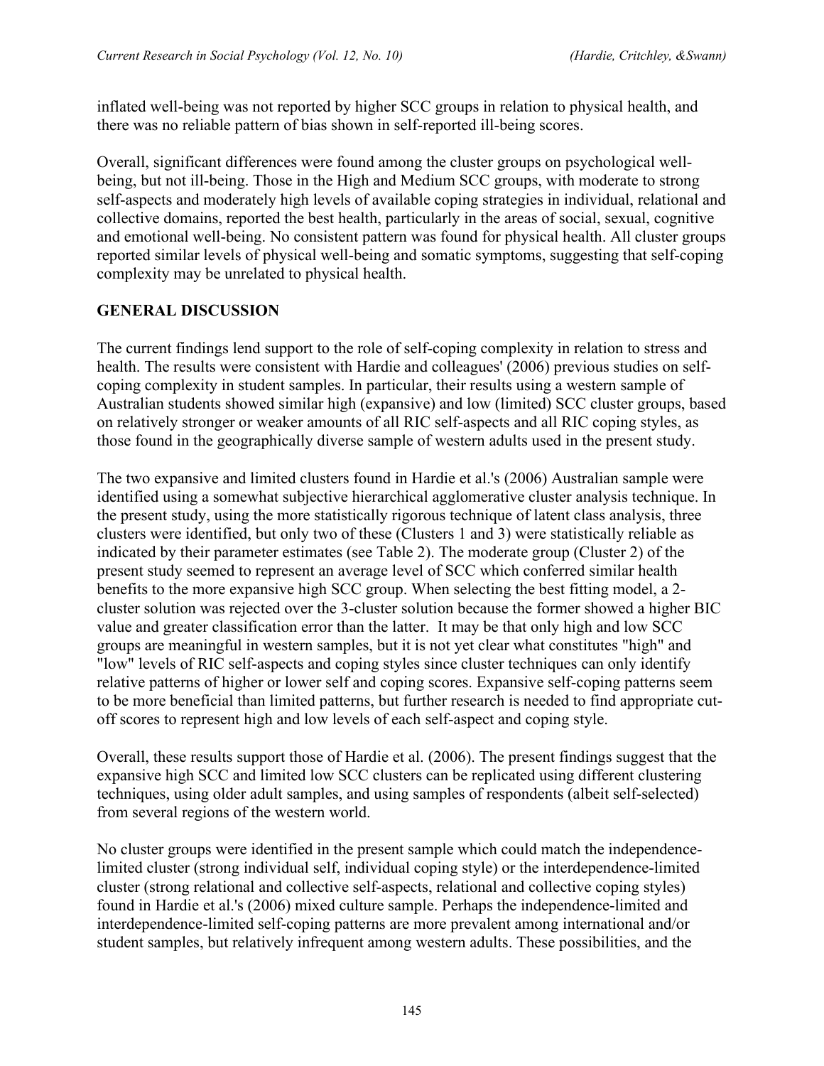inflated well-being was not reported by higher SCC groups in relation to physical health, and there was no reliable pattern of bias shown in self-reported ill-being scores.

Overall, significant differences were found among the cluster groups on psychological well-being, but not ill-being. Those in the High and Medium SCC groups, with moderate to strong self-aspects and moderately high levels of available coping strategies in individual, relational and collective domains, reported the best health, particularly in the areas of social, sexual, cognitive and emotional well-being. No consistent pattern was found for physical health. All cluster groups reported similar levels of physical well-being and somatic symptoms, suggesting that self-coping complexity may be unrelated to physical health.

## GENERAL DISCUSSION

The current findings lend support to the role of self-coping complexity in relation to stress and health. The results were consistent with Hardie and colleagues' (2006) previous studies on self-coping complexity in student samples. In particular, their results using a western sample of Australian students showed similar high (expansive) and low (limited) SCC cluster groups, based on relatively stronger or weaker amounts of all RIC self-aspects and all RIC coping styles, as those found in the geographically diverse sample of western adults used in the present study.

The two expansive and limited clusters found in Hardie et al.'s (2006) Australian sample were identified using a somewhat subjective hierarchical agglomerative cluster analysis technique. In the present study, using the more statistically rigorous technique of latent class analysis, three clusters were identified, but only two of these (Clusters 1 and 3) were statistically reliable as indicated by their parameter estimates (see Table 2). The moderate group (Cluster 2) of the present study seemed to represent an average level of SCC which conferred similar health benefits to the more expansive high SCC group. When selecting the best fitting model, a 2-cluster solution was rejected over the 3-cluster solution because the former showed a higher BIC value and greater classification error than the latter. It may be that only high and low SCC groups are meaningful in western samples, but it is not yet clear what constitutes "high" and "low" levels of RIC self-aspects and coping styles since cluster techniques can only identify relative patterns of higher or lower self and coping scores. Expansive self-coping patterns seem to be more beneficial than limited patterns, but further research is needed to find appropriate cut-off scores to represent high and low levels of each self-aspect and coping style.

Overall, these results support those of Hardie et al. (2006). The present findings suggest that the expansive high SCC and limited low SCC clusters can be replicated using different clustering techniques, using older adult samples, and using samples of respondents (albeit self-selected) from several regions of the western world.

No cluster groups were identified in the present sample which could match the independence-limited cluster (strong individual self, individual coping style) or the interdependence-limited cluster (strong relational and collective self-aspects, relational and collective coping styles) found in Hardie et al.'s (2006) mixed culture sample. Perhaps the independence-limited and interdependence-limited self-coping patterns are more prevalent among international and/or student samples, but relatively infrequent among western adults. These possibilities, and the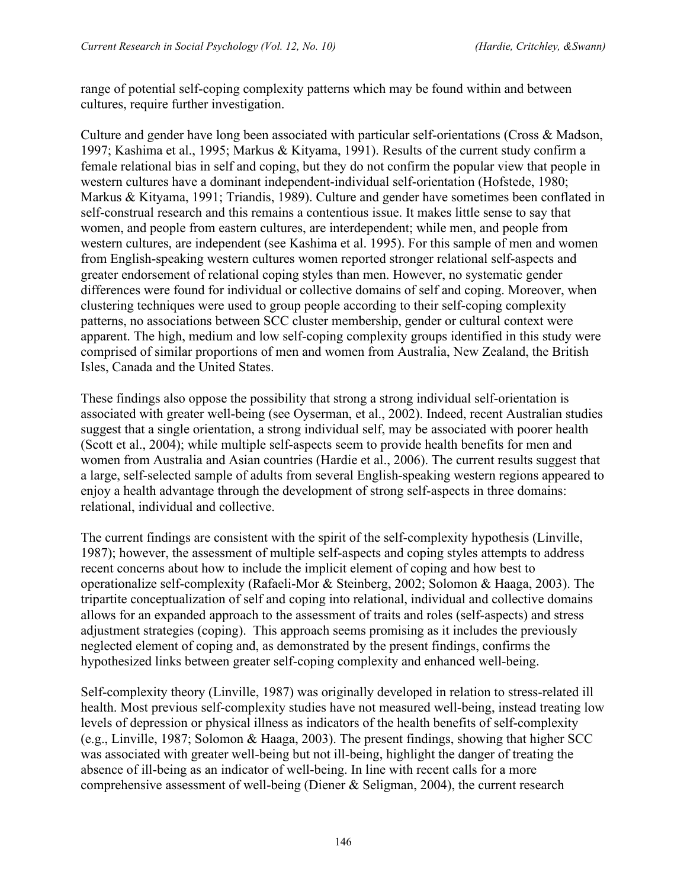range of potential self-coping complexity patterns which may be found within and between cultures, require further investigation.

Culture and gender have long been associated with particular self-orientations (Cross & Madson, 1997; Kashima et al., 1995; Markus & Kityama, 1991). Results of the current study confirm a female relational bias in self and coping, but they do not confirm the popular view that people in western cultures have a dominant independent-individual self-orientation (Hofstede, 1980; Markus & Kityama, 1991; Triandis, 1989). Culture and gender have sometimes been conflated in self-construal research and this remains a contentious issue. It makes little sense to say that women, and people from eastern cultures, are interdependent; while men, and people from western cultures, are independent (see Kashima et al. 1995). For this sample of men and women from English-speaking western cultures women reported stronger relational self-aspects and greater endorsement of relational coping styles than men. However, no systematic gender differences were found for individual or collective domains of self and coping. Moreover, when clustering techniques were used to group people according to their self-coping complexity patterns, no associations between SCC cluster membership, gender or cultural context were apparent. The high, medium and low self-coping complexity groups identified in this study were comprised of similar proportions of men and women from Australia, New Zealand, the British Isles, Canada and the United States.

These findings also oppose the possibility that strong a strong individual self-orientation is associated with greater well-being (see Oyserman, et al., 2002). Indeed, recent Australian studies suggest that a single orientation, a strong individual self, may be associated with poorer health (Scott et al., 2004); while multiple self-aspects seem to provide health benefits for men and women from Australia and Asian countries (Hardie et al., 2006). The current results suggest that a large, self-selected sample of adults from several English-speaking western regions appeared to enjoy a health advantage through the development of strong self-aspects in three domains: relational, individual and collective.

The current findings are consistent with the spirit of the self-complexity hypothesis (Linville, 1987); however, the assessment of multiple self-aspects and coping styles attempts to address recent concerns about how to include the implicit element of coping and how best to operationalize self-complexity (Rafaeli-Mor & Steinberg, 2002; Solomon & Haaga, 2003). The tripartite conceptualization of self and coping into relational, individual and collective domains allows for an expanded approach to the assessment of traits and roles (self-aspects) and stress adjustment strategies (coping). This approach seems promising as it includes the previously neglected element of coping and, as demonstrated by the present findings, confirms the hypothesized links between greater self-coping complexity and enhanced well-being.

Self-complexity theory (Linville, 1987) was originally developed in relation to stress-related ill health. Most previous self-complexity studies have not measured well-being, instead treating low levels of depression or physical illness as indicators of the health benefits of self-complexity (e.g., Linville, 1987; Solomon & Haaga, 2003). The present findings, showing that higher SCC was associated with greater well-being but not ill-being, highlight the danger of treating the absence of ill-being as an indicator of well-being. In line with recent calls for a more comprehensive assessment of well-being (Diener & Seligman, 2004), the current research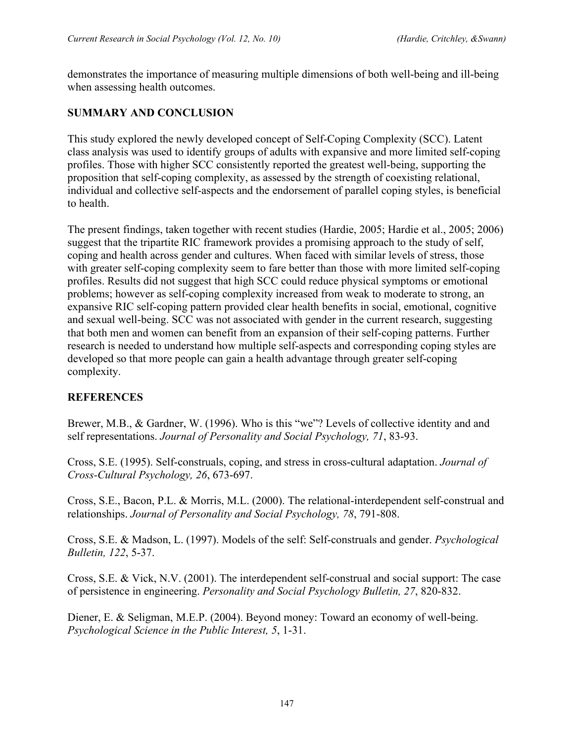demonstrates the importance of measuring multiple dimensions of both well-being and ill-being when assessing health outcomes.

## SUMMARY AND CONCLUSION

This study explored the newly developed concept of Self-Coping Complexity (SCC). Latent class analysis was used to identify groups of adults with expansive and more limited self-coping profiles. Those with higher SCC consistently reported the greatest well-being, supporting the proposition that self-coping complexity, as assessed by the strength of coexisting relational, individual and collective self-aspects and the endorsement of parallel coping styles, is beneficial to health.

The present findings, taken together with recent studies (Hardie, 2005; Hardie et al., 2005; 2006) suggest that the tripartite RIC framework provides a promising approach to the study of self, coping and health across gender and cultures. When faced with similar levels of stress, those with greater self-coping complexity seem to fare better than those with more limited self-coping profiles. Results did not suggest that high SCC could reduce physical symptoms or emotional problems; however as self-coping complexity increased from weak to moderate to strong, an expansive RIC self-coping pattern provided clear health benefits in social, emotional, cognitive and sexual well-being. SCC was not associated with gender in the current research, suggesting that both men and women can benefit from an expansion of their self-coping patterns. Further research is needed to understand how multiple self-aspects and corresponding coping styles are developed so that more people can gain a health advantage through greater self-coping complexity.

## REFERENCES

Brewer, M.B., & Gardner, W. (1996). Who is this "we"? Levels of collective identity and and self representations. *Journal of Personality and Social Psychology, 71*, 83-93.

Cross, S.E. (1995). Self-construals, coping, and stress in cross-cultural adaptation. *Journal of Cross-Cultural Psychology, 26*, 673-697.

Cross, S.E., Bacon, P.L. & Morris, M.L. (2000). The relational-interdependent self-construal and relationships. *Journal of Personality and Social Psychology, 78*, 791-808.

Cross, S.E. & Madson, L. (1997). Models of the self: Self-construals and gender. *Psychological Bulletin, 122*, 5-37.

Cross, S.E. & Vick, N.V. (2001). The interdependent self-construal and social support: The case of persistence in engineering. *Personality and Social Psychology Bulletin, 27*, 820-832.

Diener, E. & Seligman, M.E.P. (2004). Beyond money: Toward an economy of well-being. *Psychological Science in the Public Interest, 5*, 1-31.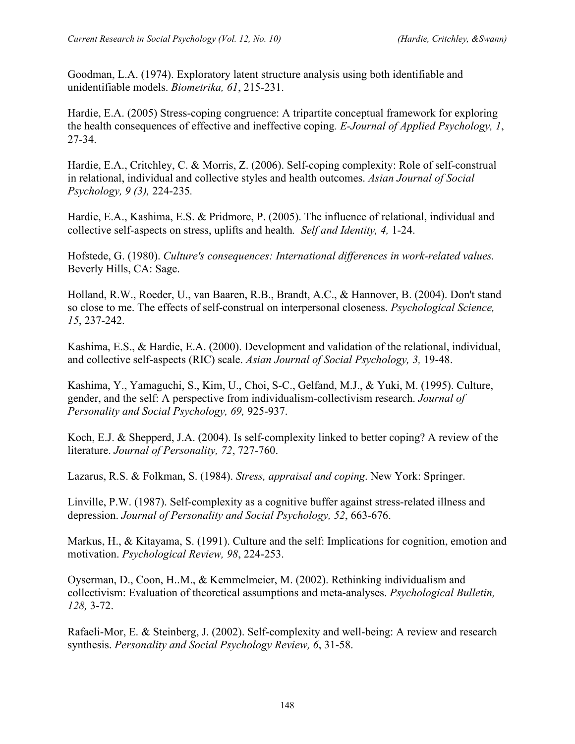Goodman, L.A. (1974). Exploratory latent structure analysis using both identifiable and unidentifiable models. *Biometrika, 61*, 215-231.

Hardie, E.A. (2005) Stress-coping congruence: A tripartite conceptual framework for exploring the health consequences of effective and ineffective coping*. E-Journal of Applied Psychology, 1*, 27-34.

Hardie, E.A., Critchley, C. & Morris, Z. (2006). Self-coping complexity: Role of self-construal in relational, individual and collective styles and health outcomes. *Asian Journal of Social Psychology, 9 (3),* 224-235*.*

Hardie, E.A., Kashima, E.S. & Pridmore, P. (2005). The influence of relational, individual and collective self-aspects on stress, uplifts and health*. Self and Identity, 4,* 1-24.

Hofstede, G. (1980). *Culture's consequences: International differences in work-related values.* Beverly Hills, CA: Sage.

Holland, R.W., Roeder, U., van Baaren, R.B., Brandt, A.C., & Hannover, B. (2004). Don't stand so close to me. The effects of self-construal on interpersonal closeness. *Psychological Science, 15*, 237-242.

Kashima, E.S., & Hardie, E.A. (2000). Development and validation of the relational, individual, and collective self-aspects (RIC) scale. *Asian Journal of Social Psychology, 3,* 19-48.

Kashima, Y., Yamaguchi, S., Kim, U., Choi, S-C., Gelfand, M.J., & Yuki, M. (1995). Culture, gender, and the self: A perspective from individualism-collectivism research. *Journal of Personality and Social Psychology, 69,* 925-937.

Koch, E.J. & Shepperd, J.A. (2004). Is self-complexity linked to better coping? A review of the literature. *Journal of Personality, 72*, 727-760.

Lazarus, R.S. & Folkman, S. (1984). *Stress, appraisal and coping*. New York: Springer.

Linville, P.W. (1987). Self-complexity as a cognitive buffer against stress-related illness and depression. *Journal of Personality and Social Psychology, 52*, 663-676.

Markus, H., & Kitayama, S. (1991). Culture and the self: Implications for cognition, emotion and motivation. *Psychological Review, 98*, 224-253.

Oyserman, D., Coon, H..M., & Kemmelmeier, M. (2002). Rethinking individualism and collectivism: Evaluation of theoretical assumptions and meta-analyses. *Psychological Bulletin, 128,* 3-72.

Rafaeli-Mor, E. & Steinberg, J. (2002). Self-complexity and well-being: A review and research synthesis. *Personality and Social Psychology Review, 6*, 31-58.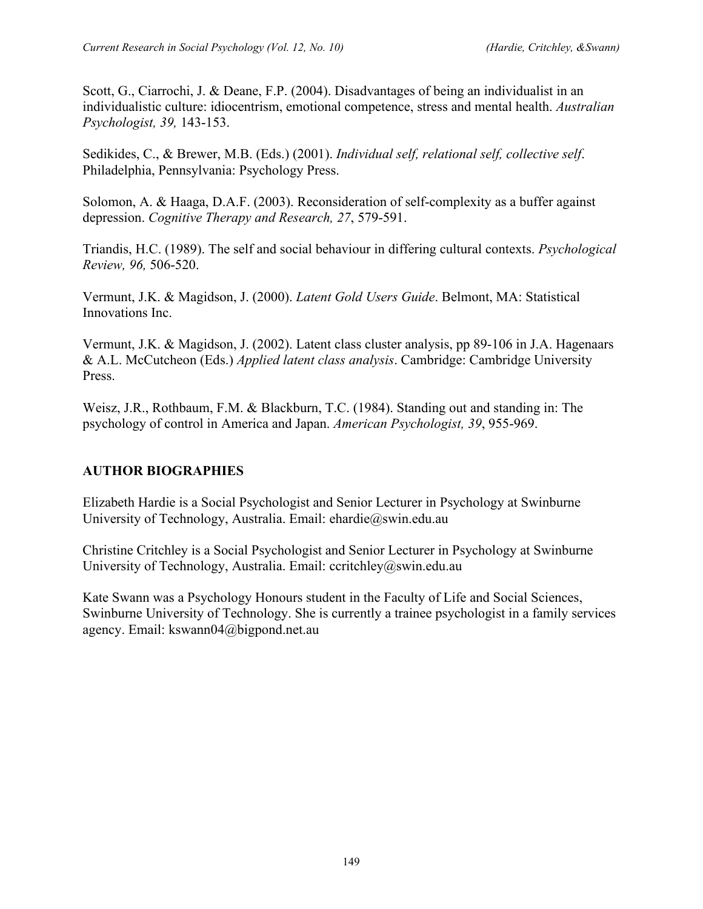Scott, G., Ciarrochi, J. & Deane, F.P. (2004). Disadvantages of being an individualist in an individualistic culture: idiocentrism, emotional competence, stress and mental health. *Australian Psychologist, 39,* 143-153.

Sedikides, C., & Brewer, M.B. (Eds.) (2001). *Individual self, relational self, collective self*. Philadelphia, Pennsylvania: Psychology Press.

Solomon, A. & Haaga, D.A.F. (2003). Reconsideration of self-complexity as a buffer against depression. *Cognitive Therapy and Research, 27*, 579-591.

Triandis, H.C. (1989). The self and social behaviour in differing cultural contexts. *Psychological Review, 96,* 506-520.

Vermunt, J.K. & Magidson, J. (2000). *Latent Gold Users Guide*. Belmont, MA: Statistical Innovations Inc.

Vermunt, J.K. & Magidson, J. (2002). Latent class cluster analysis, pp 89-106 in J.A. Hagenaars & A.L. McCutcheon (Eds.) *Applied latent class analysis*. Cambridge: Cambridge University Press.

Weisz, J.R., Rothbaum, F.M. & Blackburn, T.C. (1984). Standing out and standing in: The psychology of control in America and Japan. *American Psychologist, 39*, 955-969.

## AUTHOR BIOGRAPHIES

Elizabeth Hardie is a Social Psychologist and Senior Lecturer in Psychology at Swinburne University of Technology, Australia. Email: ehardie@swin.edu.au

Christine Critchley is a Social Psychologist and Senior Lecturer in Psychology at Swinburne University of Technology, Australia. Email: ccritchley@swin.edu.au

Kate Swann was a Psychology Honours student in the Faculty of Life and Social Sciences, Swinburne University of Technology. She is currently a trainee psychologist in a family services agency. Email: kswann04@bigpond.net.au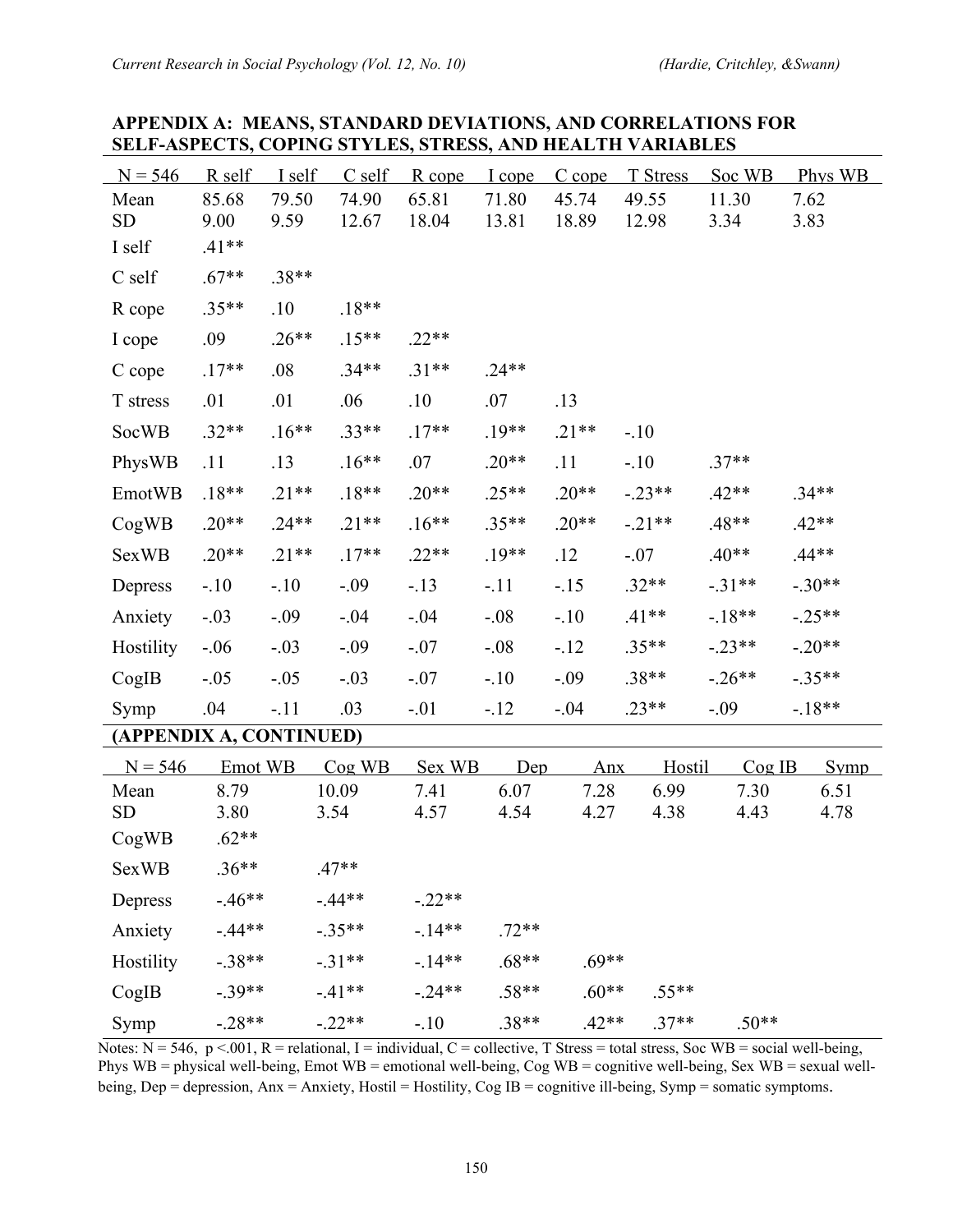## APPENDIX A: MEANS, STANDARD DEVIATIONS, AND CORRELATIONS FOR SELF-ASPECTS, COPING STYLES, STRESS, AND HEALTH VARIABLES

| N = 546 | R self | I self | C self | R cope | I cope | C cope | T Stress | Soc WB | Phys WB |
|---|---|---|---|---|---|---|---|---|---|
| Mean | 85.68 | 79.50 | 74.90 | 65.81 | 71.80 | 45.74 | 49.55 | 11.30 | 7.62 |
| SD | 9.00 | 9.59 | 12.67 | 18.04 | 13.81 | 18.89 | 12.98 | 3.34 | 3.83 |
| I self | .41** | | | | | | | | |
| C self | .67** | .38** | | | | | | | |
| R cope | .35** | .10 | .18** | | | | | | |
| I cope | .09 | .26** | .15** | .22** | | | | | |
| C cope | .17** | .08 | .34** | .31** | .24** | | | | |
| T stress | .01 | .01 | .06 | .10 | .07 | .13 | | | |
| SocWB | .32** | .16** | .33** | .17** | .19** | .21** | -.10 | | |
| PhysWB | .11 | .13 | .16** | .07 | .20** | .11 | -.10 | .37** | |
| EmotWB | .18** | .21** | .18** | .20** | .25** | .20** | -.23** | .42** | .34** |
| CogWB | .20** | .24** | .21** | .16** | .35** | .20** | -.21** | .48** | .42** |
| SexWB | .20** | .21** | .17** | .22** | .19** | .12 | -.07 | .40** | .44** |
| Depress | -.10 | -.10 | -.09 | -.13 | -.11 | -.15 | .32** | -.31** | -.30** |
| Anxiety | -.03 | -.09 | -.04 | -.04 | -.08 | -.10 | .41** | -.18** | -.25** |
| Hostility | -.06 | -.03 | -.09 | -.07 | -.08 | -.12 | .35** | -.23** | -.20** |
| CogIB | -.05 | -.05 | -.03 | -.07 | -.10 | -.09 | .38** | -.26** | -.35** |
| Symp | .04 | -.11 | .03 | -.01 | -.12 | -.04 | .23** | -.09 | -.18** |

**(APPENDIX A, CONTINUED)**

| N = 546 | Emot WB | Cog WB | Sex WB | Dep | Anx | Hostil | Cog IB | Symp |
|---|---|---|---|---|---|---|---|---|
| Mean | 8.79 | 10.09 | 7.41 | 6.07 | 7.28 | 6.99 | 7.30 | 6.51 |
| SD | 3.80 | 3.54 | 4.57 | 4.54 | 4.27 | 4.38 | 4.43 | 4.78 |
| CogWB | .62** | | | | | | | |
| SexWB | .36** | .47** | | | | | | |
| Depress | -.46** | -.44** | -.22** | | | | | |
| Anxiety | -.44** | -.35** | -.14** | .72** | | | | |
| Hostility | -.38** | -.31** | -.14** | .68** | .69** | | | |
| CogIB | -.39** | -.41** | -.24** | .58** | .60** | .55** | | |
| Symp | -.28** | -.22** | -.10 | .38** | .42** | .37** | .50** | |

Notes: N = 546, $p < .001$, R = relational, I = individual, C = collective, T Stress = total stress, Soc WB = social well-being, Phys WB = physical well-being, Emot WB = emotional well-being, Cog WB = cognitive well-being, Sex WB = sexual well-being, Dep = depression, Anx = Anxiety, Hostil = Hostility, Cog IB = cognitive ill-being, Symp = somatic symptoms.